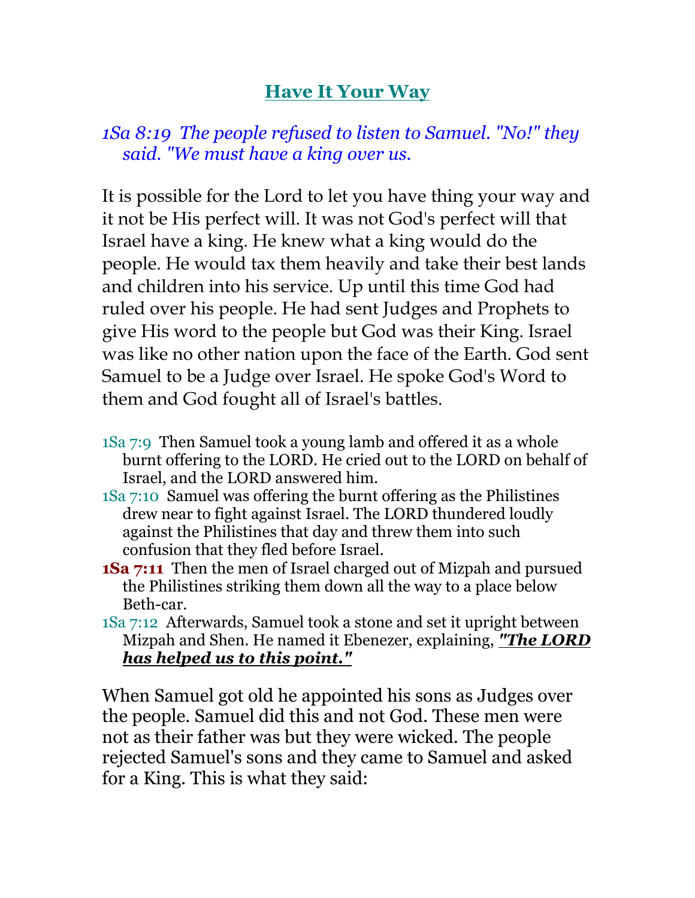# Have It Your Way

*1Sa 8:19 The people refused to listen to Samuel. "No!" they said. "We must have a king over us.*

It is possible for the Lord to let you have thing your way and it not be His perfect will. It was not God's perfect will that Israel have a king. He knew what a king would do the people. He would tax them heavily and take their best lands and children into his service. Up until this time God had ruled over his people. He had sent Judges and Prophets to give His word to the people but God was their King. Israel was like no other nation upon the face of the Earth. God sent Samuel to be a Judge over Israel. He spoke God's Word to them and God fought all of Israel's battles.

1Sa 7:9 Then Samuel took a young lamb and offered it as a whole burnt offering to the LORD. He cried out to the LORD on behalf of Israel, and the LORD answered him.
1Sa 7:10 Samuel was offering the burnt offering as the Philistines drew near to fight against Israel. The LORD thundered loudly against the Philistines that day and threw them into such confusion that they fled before Israel.
**1Sa 7:11** Then the men of Israel charged out of Mizpah and pursued the Philistines striking them down all the way to a place below Beth-car.
1Sa 7:12 Afterwards, Samuel took a stone and set it upright between Mizpah and Shen. He named it Ebenezer, explaining, ***"The LORD has helped us to this point."***

When Samuel got old he appointed his sons as Judges over the people. Samuel did this and not God. These men were not as their father was but they were wicked. The people rejected Samuel's sons and they came to Samuel and asked for a King. This is what they said: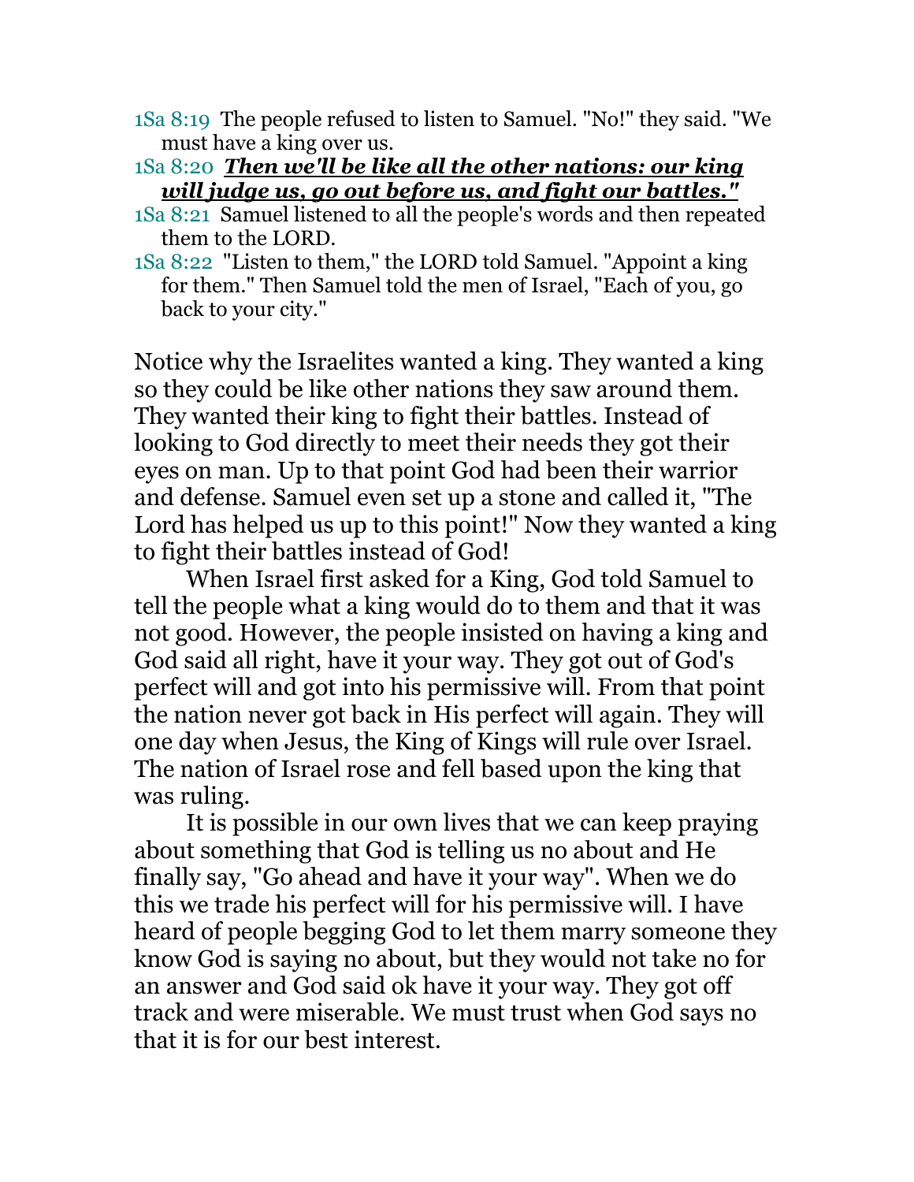1Sa 8:19 The people refused to listen to Samuel. "No!" they said. "We must have a king over us.

1Sa 8:20 ***<u>Then we'll be like all the other nations: our king will judge us, go out before us, and fight our battles."</u>***

1Sa 8:21 Samuel listened to all the people's words and then repeated them to the LORD.

1Sa 8:22 "Listen to them," the LORD told Samuel. "Appoint a king for them." Then Samuel told the men of Israel, "Each of you, go back to your city."

Notice why the Israelites wanted a king. They wanted a king so they could be like other nations they saw around them. They wanted their king to fight their battles. Instead of looking to God directly to meet their needs they got their eyes on man. Up to that point God had been their warrior and defense. Samuel even set up a stone and called it, "The Lord has helped us up to this point!" Now they wanted a king to fight their battles instead of God!

When Israel first asked for a King, God told Samuel to tell the people what a king would do to them and that it was not good. However, the people insisted on having a king and God said all right, have it your way. They got out of God's perfect will and got into his permissive will. From that point the nation never got back in His perfect will again. They will one day when Jesus, the King of Kings will rule over Israel. The nation of Israel rose and fell based upon the king that was ruling.

It is possible in our own lives that we can keep praying about something that God is telling us no about and He finally say, "Go ahead and have it your way". When we do this we trade his perfect will for his permissive will. I have heard of people begging God to let them marry someone they know God is saying no about, but they would not take no for an answer and God said ok have it your way. They got off track and were miserable. We must trust when God says no that it is for our best interest.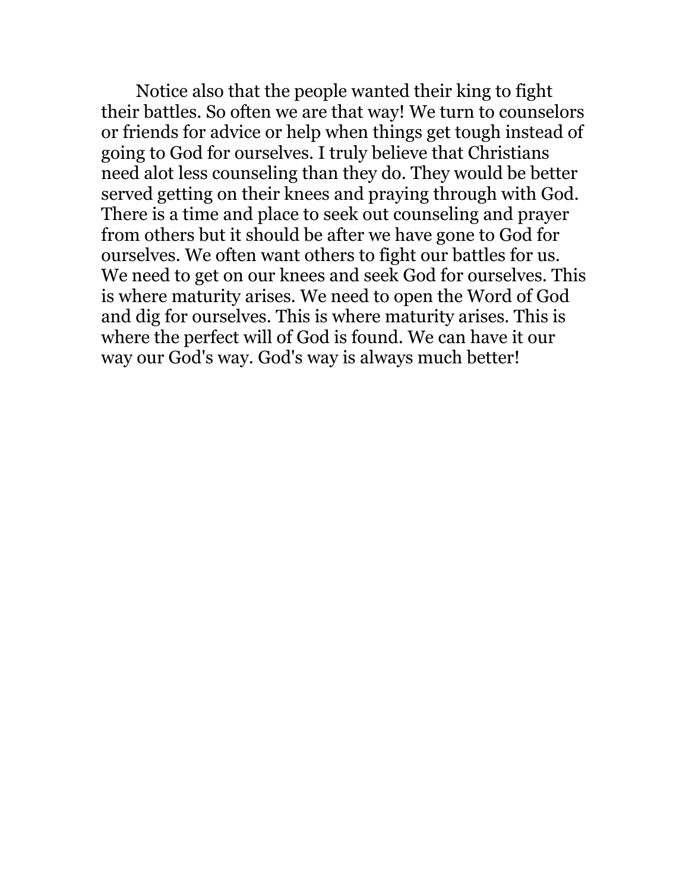Notice also that the people wanted their king to fight their battles. So often we are that way! We turn to counselors or friends for advice or help when things get tough instead of going to God for ourselves. I truly believe that Christians need alot less counseling than they do. They would be better served getting on their knees and praying through with God. There is a time and place to seek out counseling and prayer from others but it should be after we have gone to God for ourselves. We often want others to fight our battles for us. We need to get on our knees and seek God for ourselves. This is where maturity arises. We need to open the Word of God and dig for ourselves. This is where maturity arises. This is where the perfect will of God is found. We can have it our way our God's way. God's way is always much better!